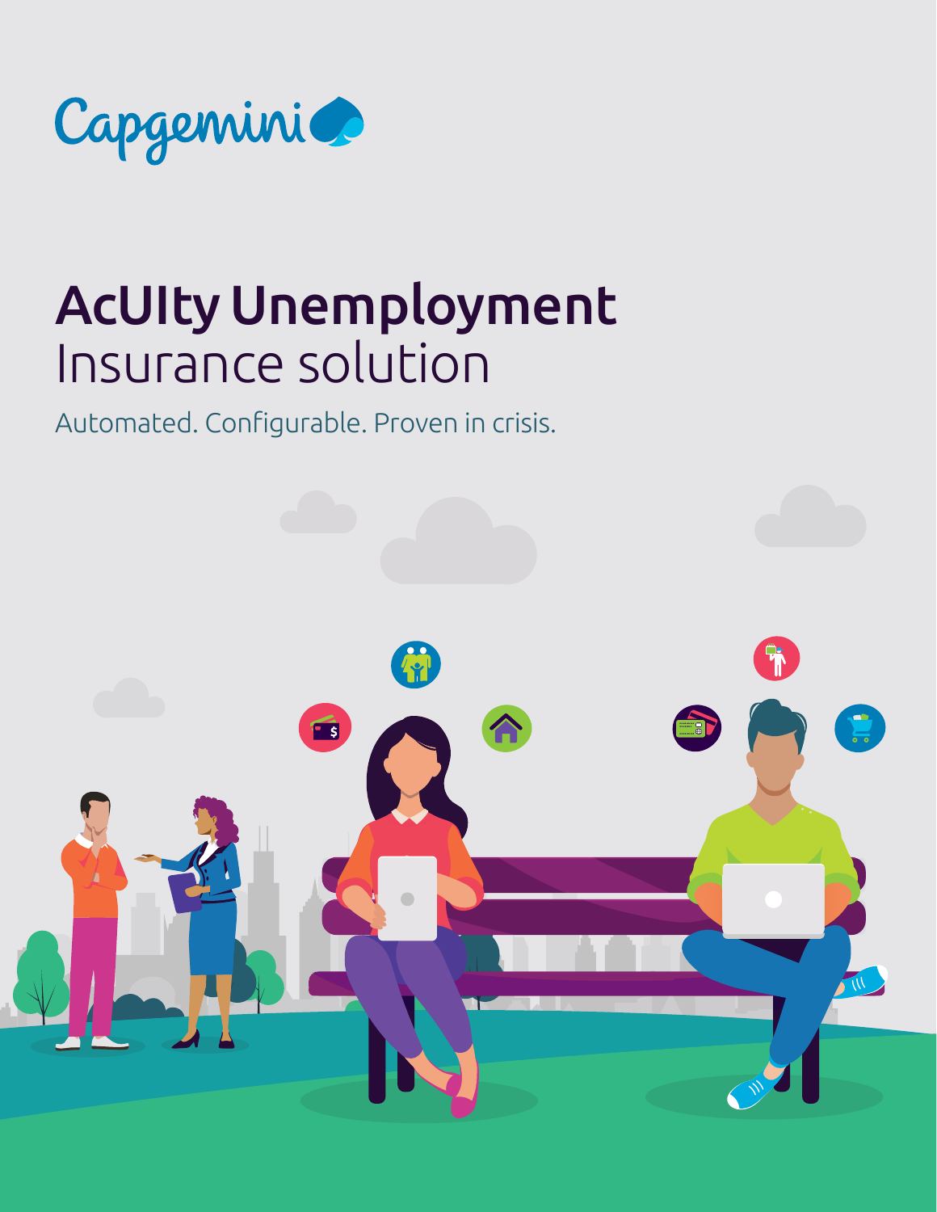Capgemini

# AcUIty Unemployment Insurance solution

Automated. Configurable. Proven in crisis.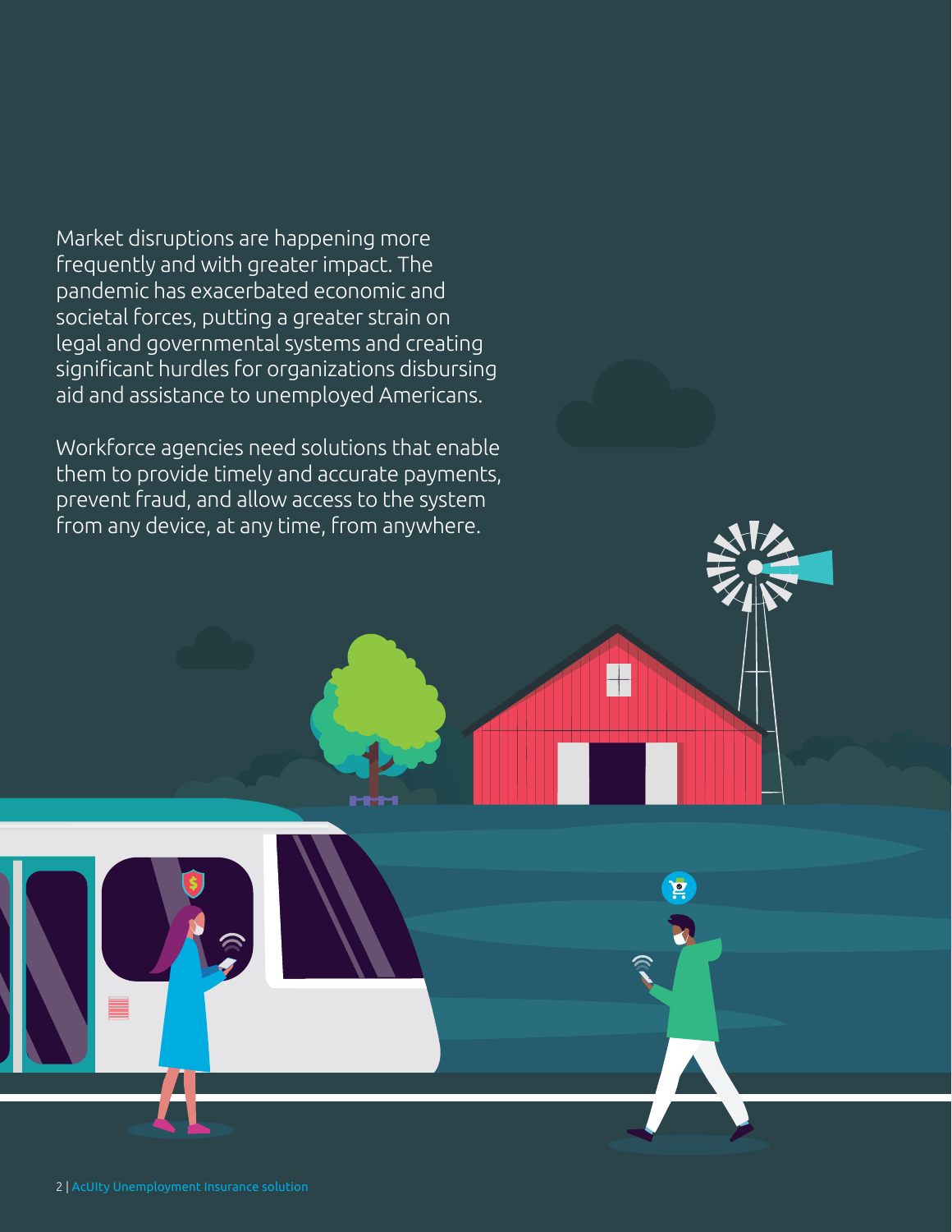Market disruptions are happening more frequently and with greater impact. The pandemic has exacerbated economic and societal forces, putting a greater strain on legal and governmental systems and creating significant hurdles for organizations disbursing aid and assistance to unemployed Americans.

Workforce agencies need solutions that enable them to provide timely and accurate payments, prevent fraud, and allow access to the system from any device, at any time, from anywhere.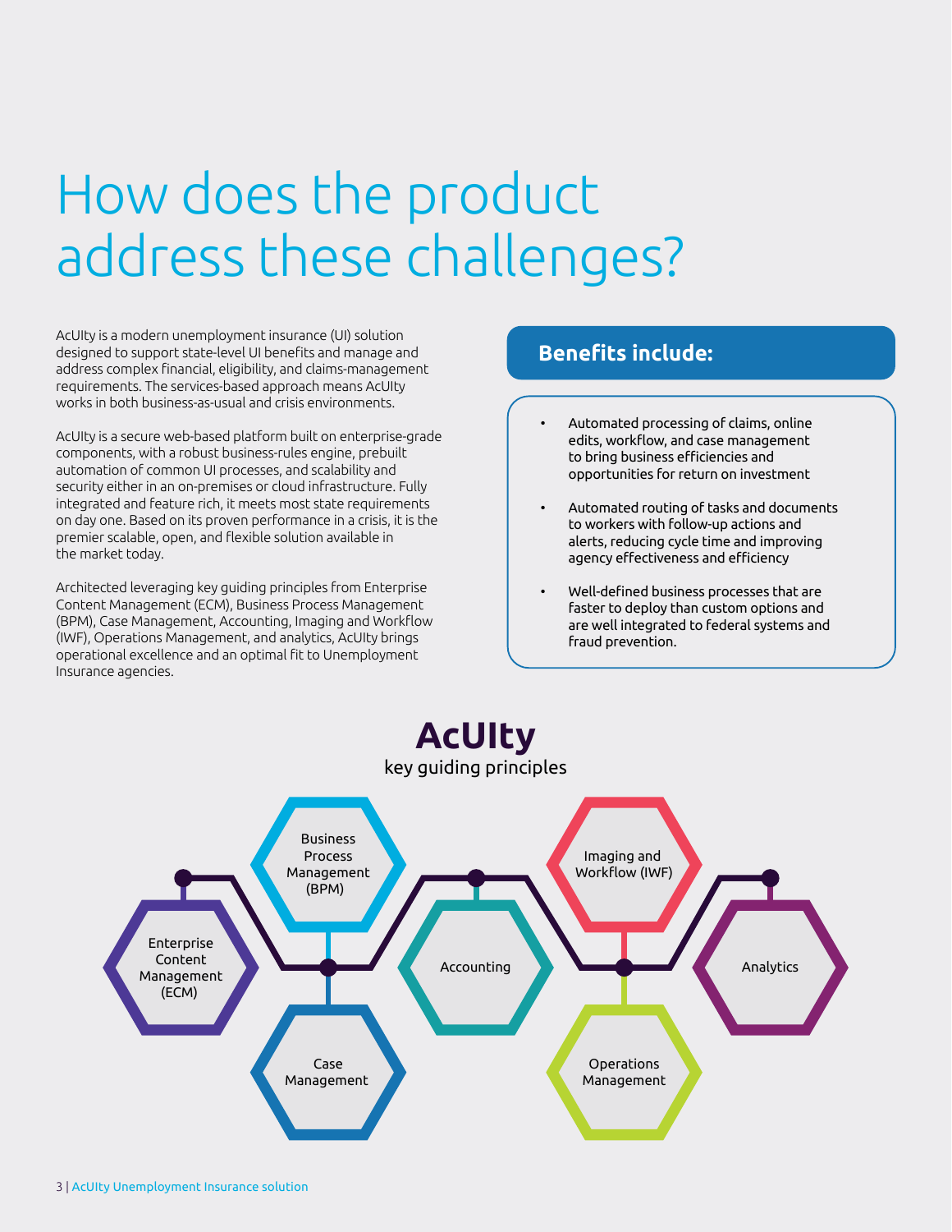# How does the product address these challenges?

AcUIty is a modern unemployment insurance (UI) solution designed to support state-level UI benefits and manage and address complex financial, eligibility, and claims-management requirements. The services-based approach means AcUIty works in both business-as-usual and crisis environments.

AcUIty is a secure web-based platform built on enterprise-grade components, with a robust business-rules engine, prebuilt automation of common UI processes, and scalability and security either in an on-premises or cloud infrastructure. Fully integrated and feature rich, it meets most state requirements on day one. Based on its proven performance in a crisis, it is the premier scalable, open, and flexible solution available in the market today.

Architected leveraging key guiding principles from Enterprise Content Management (ECM), Business Process Management (BPM), Case Management, Accounting, Imaging and Workflow (IWF), Operations Management, and analytics, AcUIty brings operational excellence and an optimal fit to Unemployment Insurance agencies.

## Benefits include:

- Automated processing of claims, online edits, workflow, and case management to bring business efficiencies and opportunities for return on investment
- Automated routing of tasks and documents to workers with follow-up actions and alerts, reducing cycle time and improving agency effectiveness and efficiency
- Well-defined business processes that are faster to deploy than custom options and are well integrated to federal systems and fraud prevention.

## AcUIty

key guiding principles

- Enterprise Content Management (ECM)
- Business Process Management (BPM)
- Case Management
- Accounting
- Imaging and Workflow (IWF)
- Operations Management
- Analytics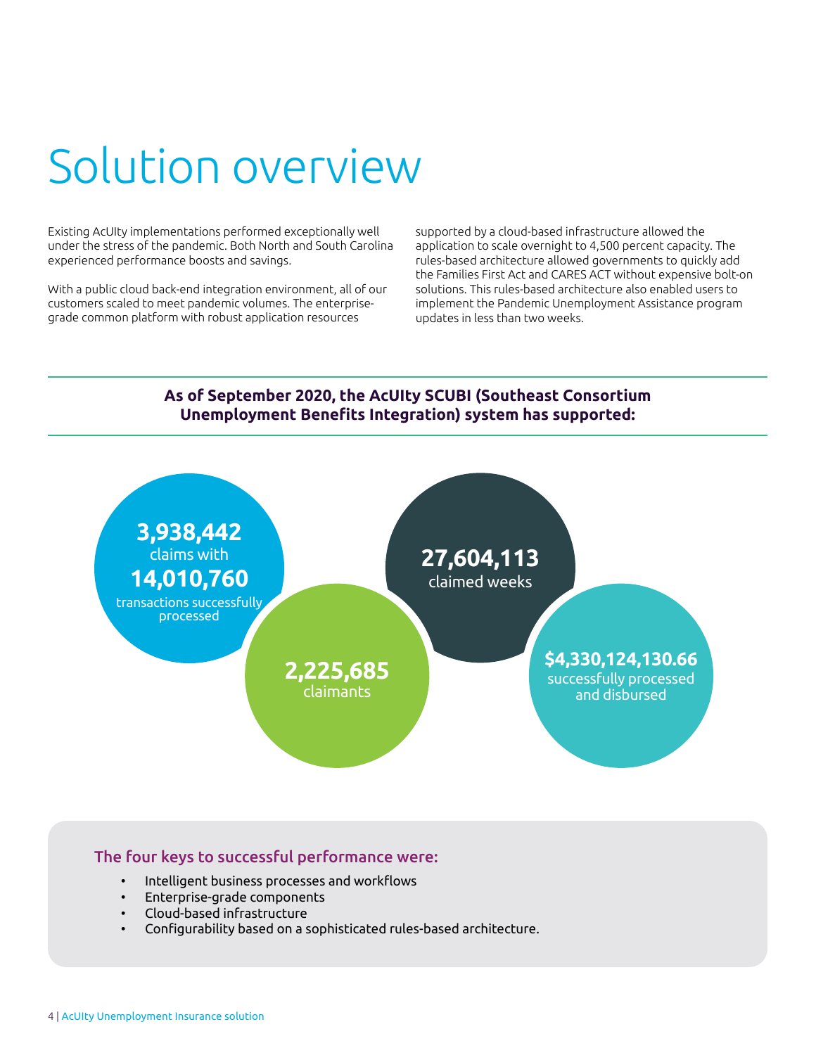# Solution overview

Existing AcUIty implementations performed exceptionally well under the stress of the pandemic. Both North and South Carolina experienced performance boosts and savings.

With a public cloud back-end integration environment, all of our customers scaled to meet pandemic volumes. The enterprise-grade common platform with robust application resources supported by a cloud-based infrastructure allowed the application to scale overnight to 4,500 percent capacity. The rules-based architecture allowed governments to quickly add the Families First Act and CARES ACT without expensive bolt-on solutions. This rules-based architecture also enabled users to implement the Pandemic Unemployment Assistance program updates in less than two weeks.

**As of September 2020, the AcUIty SCUBI (Southeast Consortium Unemployment Benefits Integration) system has supported:**

**3,938,442** claims with **14,010,760** transactions successfully processed

**27,604,113** claimed weeks

**2,225,685** claimants

**$4,330,124,130.66** successfully processed and disbursed

### The four keys to successful performance were:

- Intelligent business processes and workflows
- Enterprise-grade components
- Cloud-based infrastructure
- Configurability based on a sophisticated rules-based architecture.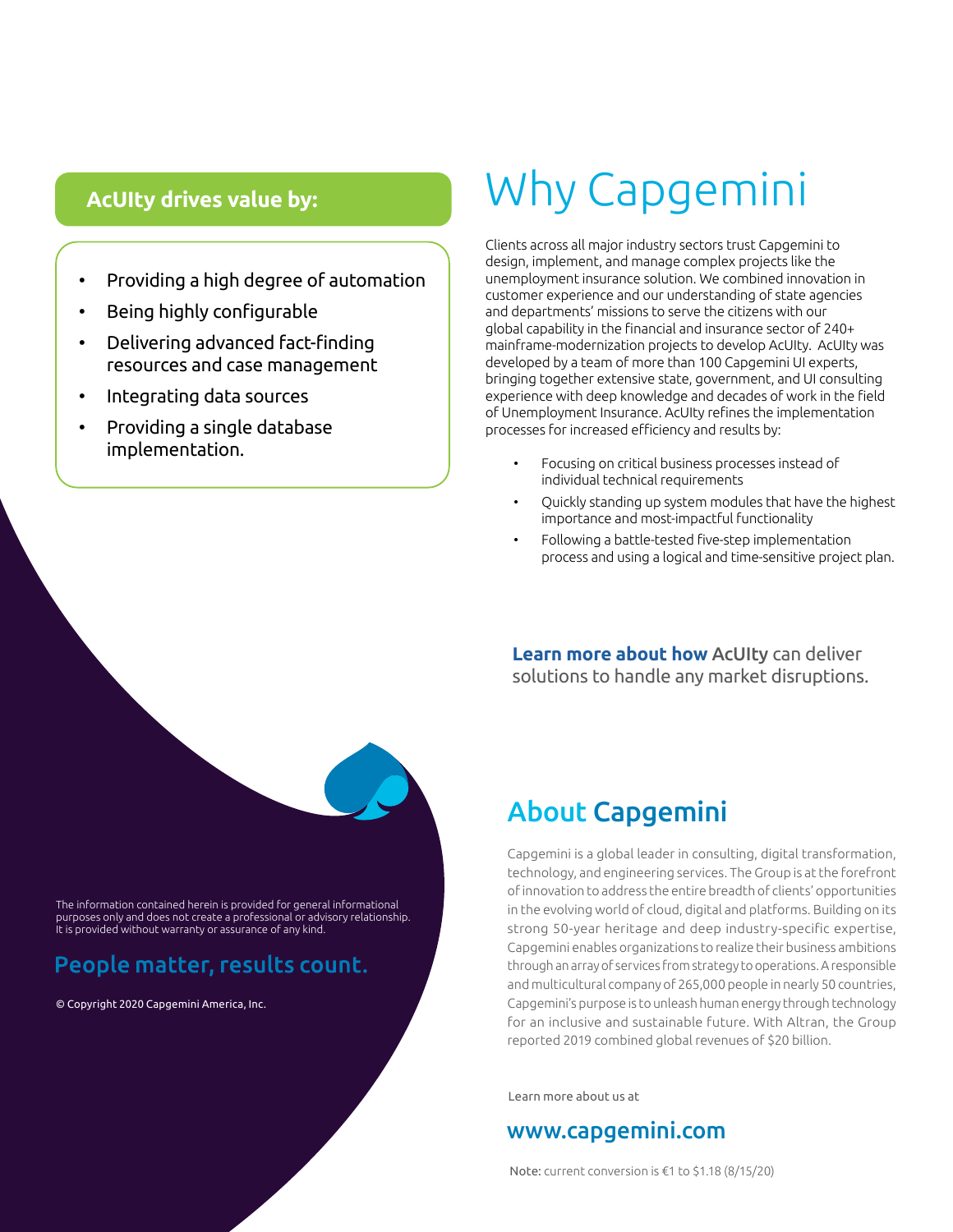**AcUIty drives value by:**

- Providing a high degree of automation
- Being highly configurable
- Delivering advanced fact-finding resources and case management
- Integrating data sources
- Providing a single database implementation.

# Why Capgemini

Clients across all major industry sectors trust Capgemini to design, implement, and manage complex projects like the unemployment insurance solution. We combined innovation in customer experience and our understanding of state agencies and departments' missions to serve the citizens with our global capability in the financial and insurance sector of 240+ mainframe-modernization projects to develop AcUIty. AcUIty was developed by a team of more than 100 Capgemini UI experts, bringing together extensive state, government, and UI consulting experience with deep knowledge and decades of work in the field of Unemployment Insurance. AcUIty refines the implementation processes for increased efficiency and results by:

- Focusing on critical business processes instead of individual technical requirements
- Quickly standing up system modules that have the highest importance and most-impactful functionality
- Following a battle-tested five-step implementation process and using a logical and time-sensitive project plan.

**Learn more about how** AcUIty can deliver solutions to handle any market disruptions.

## About Capgemini

Capgemini is a global leader in consulting, digital transformation, technology, and engineering services. The Group is at the forefront of innovation to address the entire breadth of clients' opportunities in the evolving world of cloud, digital and platforms. Building on its strong 50-year heritage and deep industry-specific expertise, Capgemini enables organizations to realize their business ambitions through an array of services from strategy to operations. A responsible and multicultural company of 265,000 people in nearly 50 countries, Capgemini's purpose is to unleash human energy through technology for an inclusive and sustainable future. With Altran, the Group reported 2019 combined global revenues of $20 billion.

Learn more about us at

**www.capgemini.com**

Note: current conversion is €1 to $1.18 (8/15/20)

The information contained herein is provided for general informational purposes only and does not create a professional or advisory relationship. It is provided without warranty or assurance of any kind.

**People matter, results count.**

© Copyright 2020 Capgemini America, Inc.